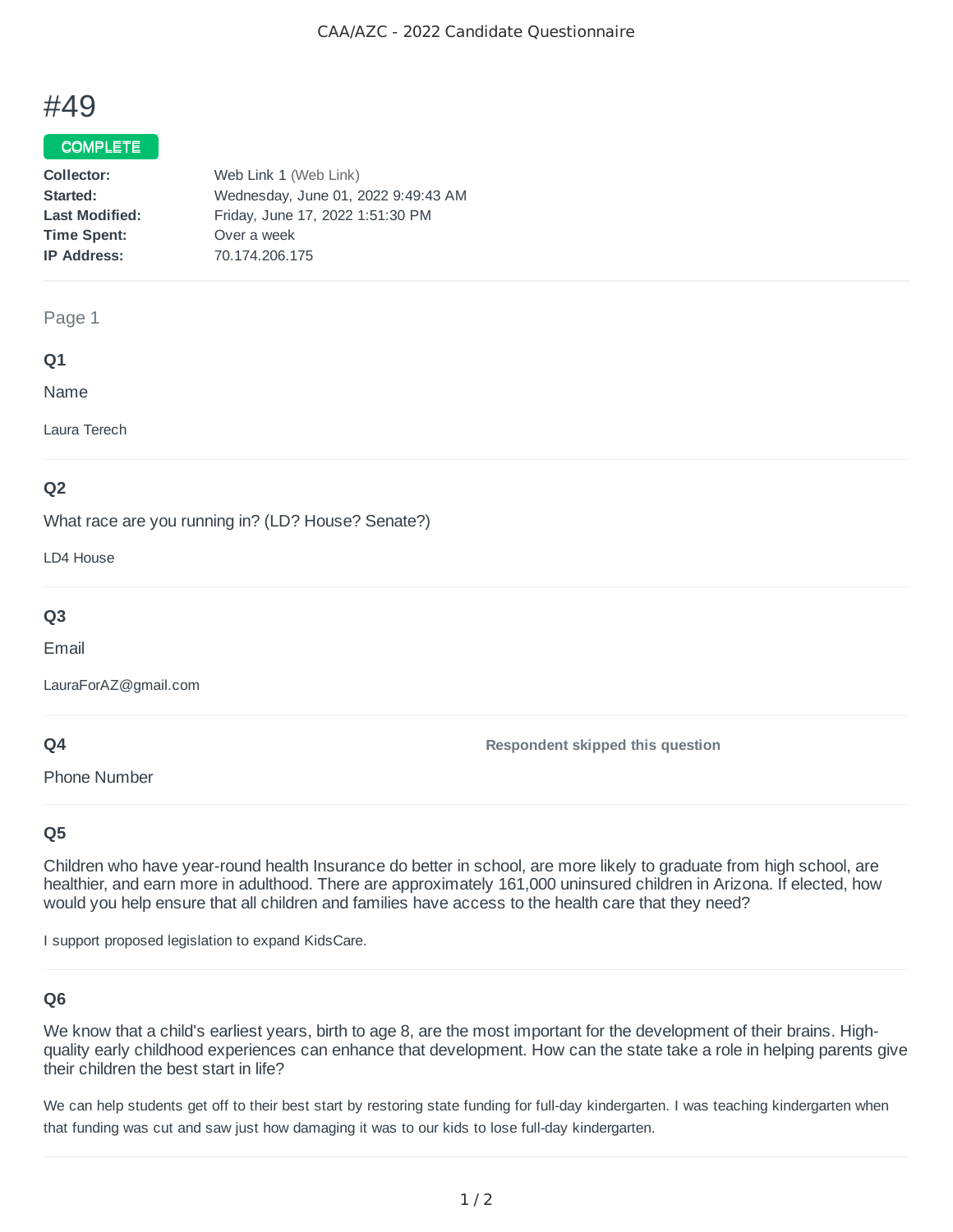# #49

**COMPLETE**

**Collector:** Web Link 1 (Web Link)
**Started:** Wednesday, June 01, 2022 9:49:43 AM
**Last Modified:** Friday, June 17, 2022 1:51:30 PM
**Time Spent:** Over a week
**IP Address:** 70.174.206.175

---

## Page 1

### Q1

Name

Laura Terech

### Q2

What race are you running in? (LD? House? Senate?)

LD4 House

### Q3

Email

LauraForAZ@gmail.com

### Q4

Phone Number

**Respondent skipped this question**

### Q5

Children who have year-round health Insurance do better in school, are more likely to graduate from high school, are healthier, and earn more in adulthood. There are approximately 161,000 uninsured children in Arizona. If elected, how would you help ensure that all children and families have access to the health care that they need?

I support proposed legislation to expand KidsCare.

### Q6

We know that a child's earliest years, birth to age 8, are the most important for the development of their brains. High-quality early childhood experiences can enhance that development. How can the state take a role in helping parents give their children the best start in life?

We can help students get off to their best start by restoring state funding for full-day kindergarten. I was teaching kindergarten when that funding was cut and saw just how damaging it was to our kids to lose full-day kindergarten.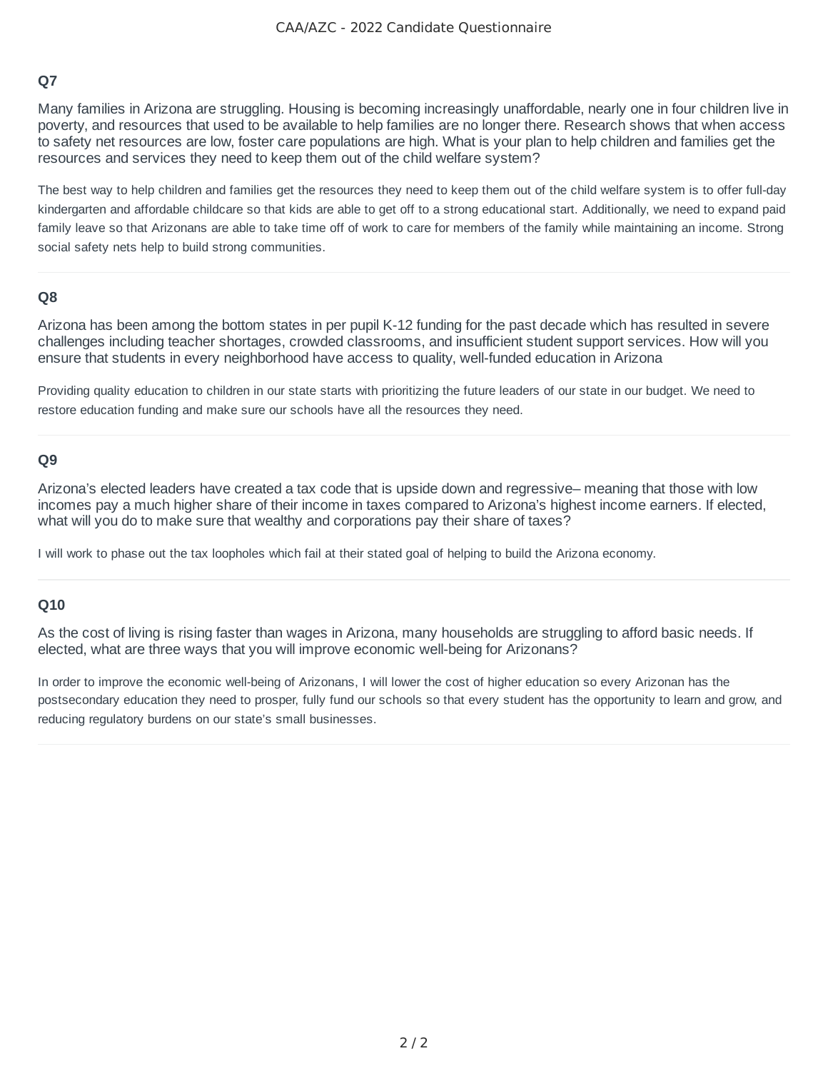### Q7

Many families in Arizona are struggling. Housing is becoming increasingly unaffordable, nearly one in four children live in poverty, and resources that used to be available to help families are no longer there. Research shows that when access to safety net resources are low, foster care populations are high. What is your plan to help children and families get the resources and services they need to keep them out of the child welfare system?

The best way to help children and families get the resources they need to keep them out of the child welfare system is to offer full-day kindergarten and affordable childcare so that kids are able to get off to a strong educational start. Additionally, we need to expand paid family leave so that Arizonans are able to take time off of work to care for members of the family while maintaining an income. Strong social safety nets help to build strong communities.

---

### Q8

Arizona has been among the bottom states in per pupil K-12 funding for the past decade which has resulted in severe challenges including teacher shortages, crowded classrooms, and insufficient student support services. How will you ensure that students in every neighborhood have access to quality, well-funded education in Arizona

Providing quality education to children in our state starts with prioritizing the future leaders of our state in our budget. We need to restore education funding and make sure our schools have all the resources they need.

---

### Q9

Arizona's elected leaders have created a tax code that is upside down and regressive– meaning that those with low incomes pay a much higher share of their income in taxes compared to Arizona's highest income earners. If elected, what will you do to make sure that wealthy and corporations pay their share of taxes?

I will work to phase out the tax loopholes which fail at their stated goal of helping to build the Arizona economy.

---

### Q10

As the cost of living is rising faster than wages in Arizona, many households are struggling to afford basic needs. If elected, what are three ways that you will improve economic well-being for Arizonans?

In order to improve the economic well-being of Arizonans, I will lower the cost of higher education so every Arizonan has the postsecondary education they need to prosper, fully fund our schools so that every student has the opportunity to learn and grow, and reducing regulatory burdens on our state's small businesses.